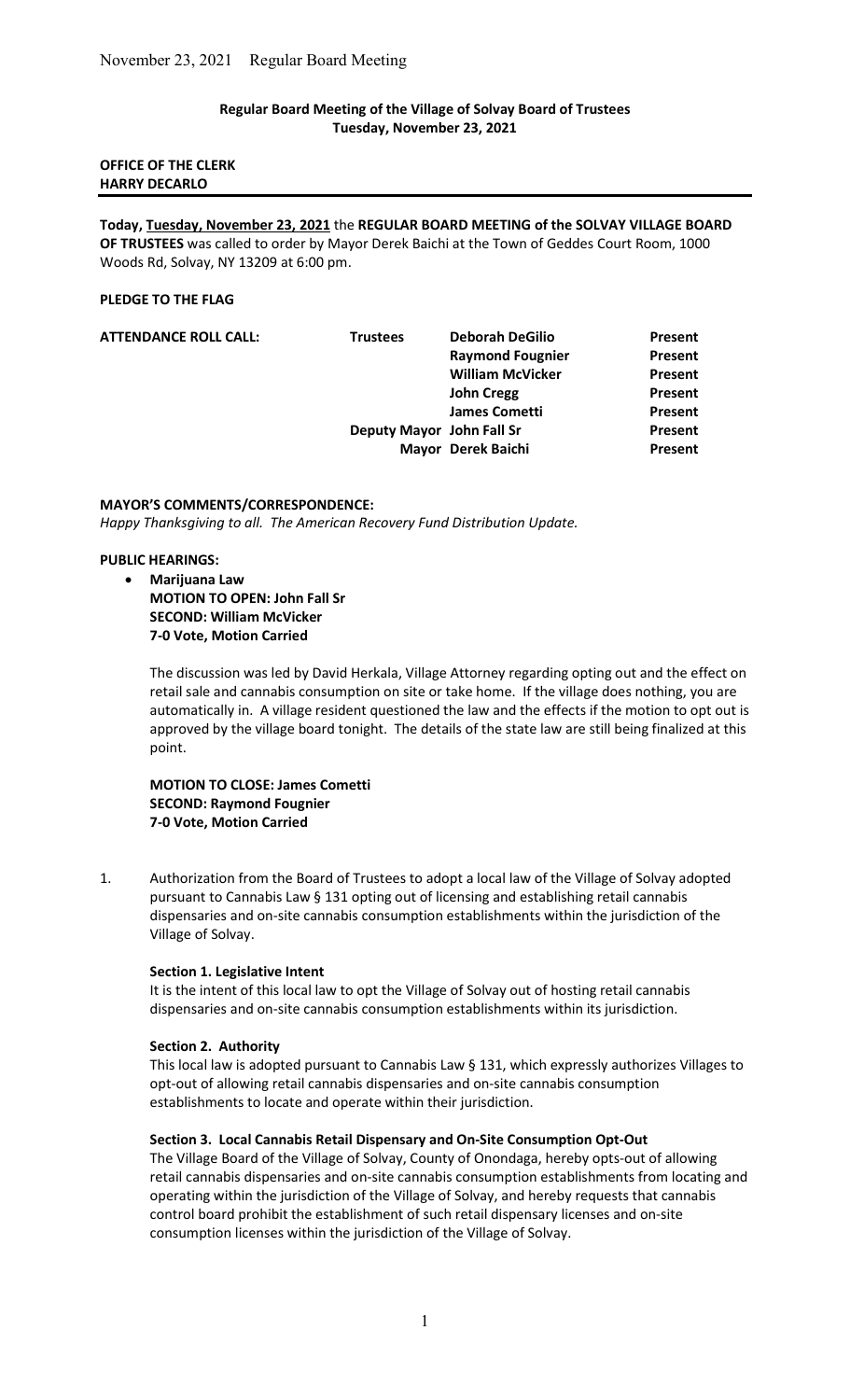**Regular Board Meeting of the Village of Solvay Board of Trustees**
**Tuesday, November 23, 2021**

**OFFICE OF THE CLERK**
**HARRY DECARLO**

---

**Today, Tuesday, November 23, 2021** the **REGULAR BOARD MEETING of the SOLVAY VILLAGE BOARD OF TRUSTEES** was called to order by Mayor Derek Baichi at the Town of Geddes Court Room, 1000 Woods Rd, Solvay, NY 13209 at 6:00 pm.

**PLEDGE TO THE FLAG**

| **ATTENDANCE ROLL CALL:** | **Trustees** | **Deborah DeGilio** | **Present** |
|---|---|---|---|
| | | **Raymond Fougnier** | **Present** |
| | | **William McVicker** | **Present** |
| | | **John Cregg** | **Present** |
| | | **James Cometti** | **Present** |
| | **Deputy Mayor** | **John Fall Sr** | **Present** |
| | **Mayor** | **Derek Baichi** | **Present** |

**MAYOR'S COMMENTS/CORRESPONDENCE:**
*Happy Thanksgiving to all. The American Recovery Fund Distribution Update.*

**PUBLIC HEARINGS:**

- **Marijuana Law**
  **MOTION TO OPEN: John Fall Sr**
  **SECOND: William McVicker**
  **7-0 Vote, Motion Carried**

  The discussion was led by David Herkala, Village Attorney regarding opting out and the effect on retail sale and cannabis consumption on site or take home. If the village does nothing, you are automatically in. A village resident questioned the law and the effects if the motion to opt out is approved by the village board tonight. The details of the state law are still being finalized at this point.

  **MOTION TO CLOSE: James Cometti**
  **SECOND: Raymond Fougnier**
  **7-0 Vote, Motion Carried**

1. Authorization from the Board of Trustees to adopt a local law of the Village of Solvay adopted pursuant to Cannabis Law § 131 opting out of licensing and establishing retail cannabis dispensaries and on-site cannabis consumption establishments within the jurisdiction of the Village of Solvay.

   **Section 1. Legislative Intent**
   It is the intent of this local law to opt the Village of Solvay out of hosting retail cannabis dispensaries and on-site cannabis consumption establishments within its jurisdiction.

   **Section 2. Authority**
   This local law is adopted pursuant to Cannabis Law § 131, which expressly authorizes Villages to opt-out of allowing retail cannabis dispensaries and on-site cannabis consumption establishments to locate and operate within their jurisdiction.

   **Section 3. Local Cannabis Retail Dispensary and On-Site Consumption Opt-Out**
   The Village Board of the Village of Solvay, County of Onondaga, hereby opts-out of allowing retail cannabis dispensaries and on-site cannabis consumption establishments from locating and operating within the jurisdiction of the Village of Solvay, and hereby requests that cannabis control board prohibit the establishment of such retail dispensary licenses and on-site consumption licenses within the jurisdiction of the Village of Solvay.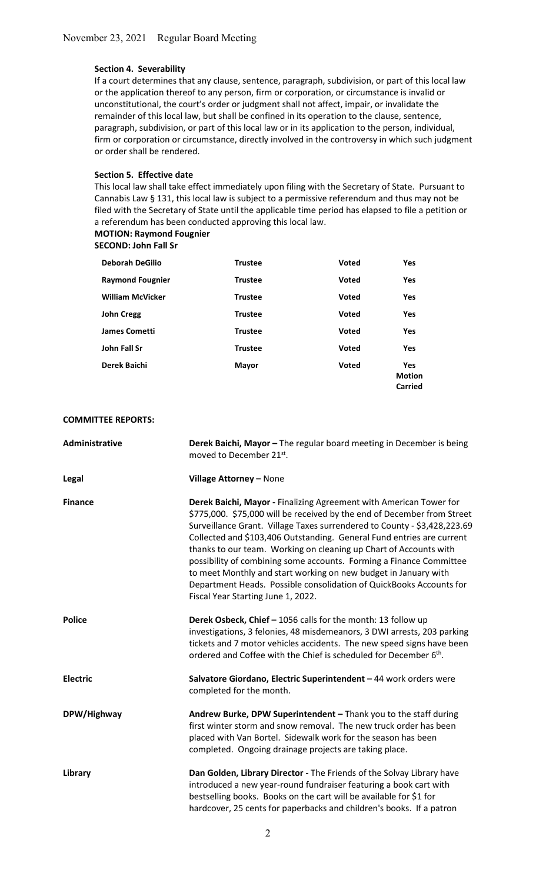**Section 4. Severability**

If a court determines that any clause, sentence, paragraph, subdivision, or part of this local law or the application thereof to any person, firm or corporation, or circumstance is invalid or unconstitutional, the court's order or judgment shall not affect, impair, or invalidate the remainder of this local law, but shall be confined in its operation to the clause, sentence, paragraph, subdivision, or part of this local law or in its application to the person, individual, firm or corporation or circumstance, directly involved in the controversy in which such judgment or order shall be rendered.

**Section 5. Effective date**

This local law shall take effect immediately upon filing with the Secretary of State. Pursuant to Cannabis Law § 131, this local law is subject to a permissive referendum and thus may not be filed with the Secretary of State until the applicable time period has elapsed to file a petition or a referendum has been conducted approving this local law.

**MOTION: Raymond Fougnier**
**SECOND: John Fall Sr**

| | | | |
|---|---|---|---|
| **Deborah DeGilio** | **Trustee** | **Voted** | **Yes** |
| **Raymond Fougnier** | **Trustee** | **Voted** | **Yes** |
| **William McVicker** | **Trustee** | **Voted** | **Yes** |
| **John Cregg** | **Trustee** | **Voted** | **Yes** |
| **James Cometti** | **Trustee** | **Voted** | **Yes** |
| **John Fall Sr** | **Trustee** | **Voted** | **Yes** |
| **Derek Baichi** | **Mayor** | **Voted** | **Yes Motion Carried** |

**COMMITTEE REPORTS:**

| | |
|---|---|
| **Administrative** | **Derek Baichi, Mayor –** The regular board meeting in December is being moved to December 21st. |
| **Legal** | **Village Attorney –** None |
| **Finance** | **Derek Baichi, Mayor -** Finalizing Agreement with American Tower for \$775,000. \$75,000 will be received by the end of December from Street Surveillance Grant. Village Taxes surrendered to County - \$3,428,223.69 Collected and \$103,406 Outstanding. General Fund entries are current thanks to our team. Working on cleaning up Chart of Accounts with possibility of combining some accounts. Forming a Finance Committee to meet Monthly and start working on new budget in January with Department Heads. Possible consolidation of QuickBooks Accounts for Fiscal Year Starting June 1, 2022. |
| **Police** | **Derek Osbeck, Chief –** 1056 calls for the month: 13 follow up investigations, 3 felonies, 48 misdemeanors, 3 DWI arrests, 203 parking tickets and 7 motor vehicles accidents. The new speed signs have been ordered and Coffee with the Chief is scheduled for December 6th. |
| **Electric** | **Salvatore Giordano, Electric Superintendent –** 44 work orders were completed for the month. |
| **DPW/Highway** | **Andrew Burke, DPW Superintendent –** Thank you to the staff during first winter storm and snow removal. The new truck order has been placed with Van Bortel. Sidewalk work for the season has been completed. Ongoing drainage projects are taking place. |
| **Library** | **Dan Golden, Library Director -** The Friends of the Solvay Library have introduced a new year-round fundraiser featuring a book cart with bestselling books. Books on the cart will be available for \$1 for hardcover, 25 cents for paperbacks and children's books. If a patron |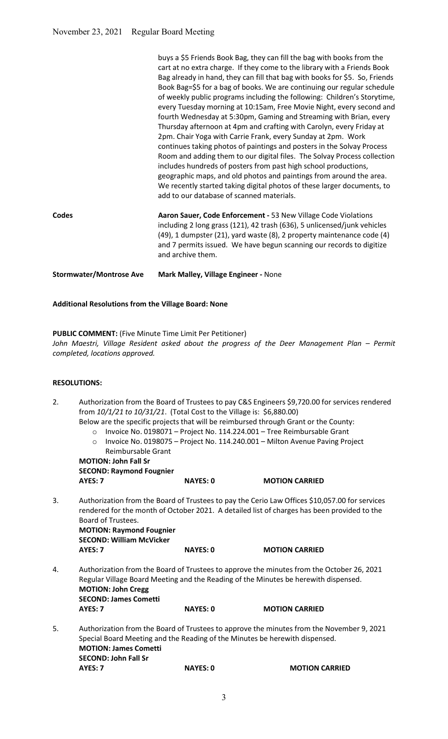buys a $5 Friends Book Bag, they can fill the bag with books from the cart at no extra charge. If they come to the library with a Friends Book Bag already in hand, they can fill that bag with books for $5. So, Friends Book Bag=$5 for a bag of books. We are continuing our regular schedule of weekly public programs including the following: Children's Storytime, every Tuesday morning at 10:15am, Free Movie Night, every second and fourth Wednesday at 5:30pm, Gaming and Streaming with Brian, every Thursday afternoon at 4pm and crafting with Carolyn, every Friday at 2pm. Chair Yoga with Carrie Frank, every Sunday at 2pm. Work continues taking photos of paintings and posters in the Solvay Process Room and adding them to our digital files. The Solvay Process collection includes hundreds of posters from past high school productions, geographic maps, and old photos and paintings from around the area. We recently started taking digital photos of these larger documents, to add to our database of scanned materials.

**Codes** — **Aaron Sauer, Code Enforcement -** 53 New Village Code Violations including 2 long grass (121), 42 trash (636), 5 unlicensed/junk vehicles (49), 1 dumpster (21), yard waste (8), 2 property maintenance code (4) and 7 permits issued. We have begun scanning our records to digitize and archive them.

**Stormwater/Montrose Ave** — **Mark Malley, Village Engineer -** None

**Additional Resolutions from the Village Board: None**

**PUBLIC COMMENT:** (Five Minute Time Limit Per Petitioner)
*John Maestri, Village Resident asked about the progress of the Deer Management Plan – Permit completed, locations approved.*

**RESOLUTIONS:**

2. Authorization from the Board of Trustees to pay C&S Engineers $9,720.00 for services rendered from *10/1/21 to 10/31/21*. (Total Cost to the Village is: $6,880.00)
   Below are the specific projects that will be reimbursed through Grant or the County:
   - Invoice No. 0198071 – Project No. 114.224.001 – Tree Reimbursable Grant
   - Invoice No. 0198075 – Project No. 114.240.001 – Milton Avenue Paving Project Reimbursable Grant

   **MOTION: John Fall Sr**
   **SECOND: Raymond Fougnier**
   **AYES: 7** **NAYES: 0** **MOTION CARRIED**

3. Authorization from the Board of Trustees to pay the Cerio Law Offices $10,057.00 for services rendered for the month of October 2021. A detailed list of charges has been provided to the Board of Trustees.
   **MOTION: Raymond Fougnier**
   **SECOND: William McVicker**
   **AYES: 7** **NAYES: 0** **MOTION CARRIED**

4. Authorization from the Board of Trustees to approve the minutes from the October 26, 2021 Regular Village Board Meeting and the Reading of the Minutes be herewith dispensed.
   **MOTION: John Cregg**
   **SECOND: James Cometti**
   **AYES: 7** **NAYES: 0** **MOTION CARRIED**

5. Authorization from the Board of Trustees to approve the minutes from the November 9, 2021 Special Board Meeting and the Reading of the Minutes be herewith dispensed.
   **MOTION: James Cometti**
   **SECOND: John Fall Sr**
   **AYES: 7** **NAYES: 0** **MOTION CARRIED**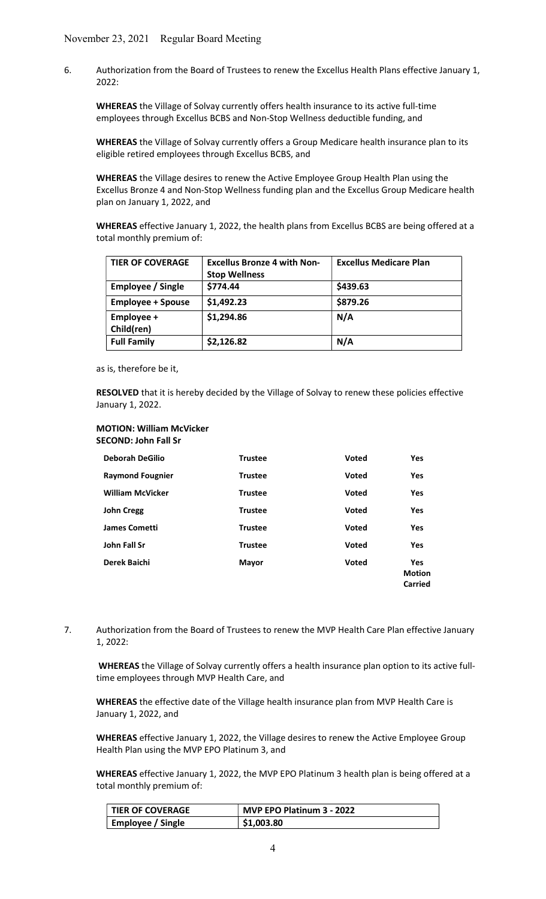November 23, 2021 Regular Board Meeting

6. Authorization from the Board of Trustees to renew the Excellus Health Plans effective January 1, 2022:

**WHEREAS** the Village of Solvay currently offers health insurance to its active full-time employees through Excellus BCBS and Non-Stop Wellness deductible funding, and

**WHEREAS** the Village of Solvay currently offers a Group Medicare health insurance plan to its eligible retired employees through Excellus BCBS, and

**WHEREAS** the Village desires to renew the Active Employee Group Health Plan using the Excellus Bronze 4 and Non-Stop Wellness funding plan and the Excellus Group Medicare health plan on January 1, 2022, and

**WHEREAS** effective January 1, 2022, the health plans from Excellus BCBS are being offered at a total monthly premium of:

| TIER OF COVERAGE | Excellus Bronze 4 with Non-Stop Wellness | Excellus Medicare Plan |
|---|---|---|
| Employee / Single | $774.44 | $439.63 |
| Employee + Spouse | $1,492.23 | $879.26 |
| Employee + Child(ren) | $1,294.86 | N/A |
| Full Family | $2,126.82 | N/A |

as is, therefore be it,

**RESOLVED** that it is hereby decided by the Village of Solvay to renew these policies effective January 1, 2022.

**MOTION: William McVicker**
**SECOND: John Fall Sr**

| | | | |
|---|---|---|---|
| **Deborah DeGilio** | **Trustee** | **Voted** | **Yes** |
| **Raymond Fougnier** | **Trustee** | **Voted** | **Yes** |
| **William McVicker** | **Trustee** | **Voted** | **Yes** |
| **John Cregg** | **Trustee** | **Voted** | **Yes** |
| **James Cometti** | **Trustee** | **Voted** | **Yes** |
| **John Fall Sr** | **Trustee** | **Voted** | **Yes** |
| **Derek Baichi** | **Mayor** | **Voted** | **Yes Motion Carried** |

7. Authorization from the Board of Trustees to renew the MVP Health Care Plan effective January 1, 2022:

**WHEREAS** the Village of Solvay currently offers a health insurance plan option to its active full-time employees through MVP Health Care, and

**WHEREAS** the effective date of the Village health insurance plan from MVP Health Care is January 1, 2022, and

**WHEREAS** effective January 1, 2022, the Village desires to renew the Active Employee Group Health Plan using the MVP EPO Platinum 3, and

**WHEREAS** effective January 1, 2022, the MVP EPO Platinum 3 health plan is being offered at a total monthly premium of:

| TIER OF COVERAGE | MVP EPO Platinum 3 - 2022 |
|---|---|
| Employee / Single | $1,003.80 |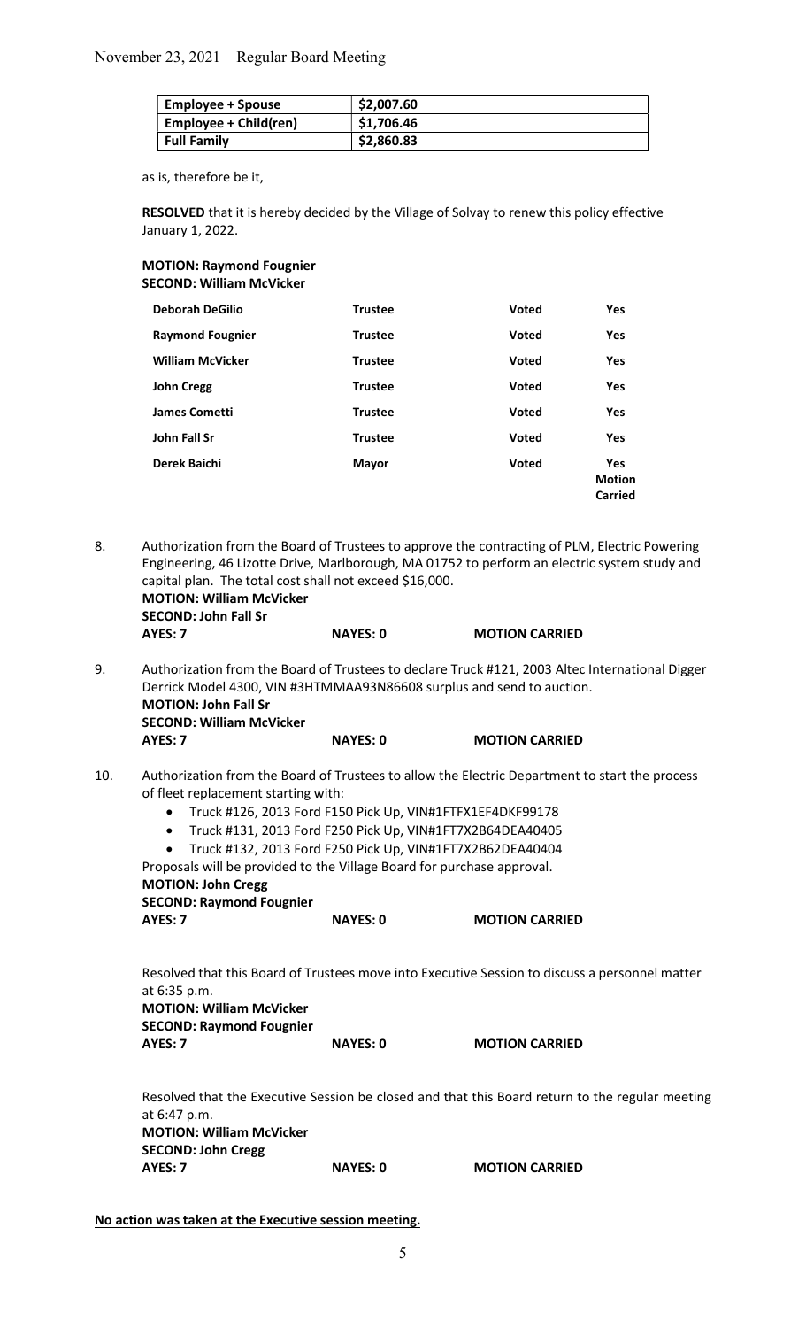| Employee + Spouse | $2,007.60 |
| --- | --- |
| Employee + Child(ren) | $1,706.46 |
| Full Family | $2,860.83 |

as is, therefore be it,

**RESOLVED** that it is hereby decided by the Village of Solvay to renew this policy effective January 1, 2022.

**MOTION: Raymond Fougnier**
**SECOND: William McVicker**

| | | | |
| --- | --- | --- | --- |
| **Deborah DeGilio** | **Trustee** | **Voted** | **Yes** |
| **Raymond Fougnier** | **Trustee** | **Voted** | **Yes** |
| **William McVicker** | **Trustee** | **Voted** | **Yes** |
| **John Cregg** | **Trustee** | **Voted** | **Yes** |
| **James Cometti** | **Trustee** | **Voted** | **Yes** |
| **John Fall Sr** | **Trustee** | **Voted** | **Yes** |
| **Derek Baichi** | **Mayor** | **Voted** | **Yes Motion Carried** |

8. Authorization from the Board of Trustees to approve the contracting of PLM, Electric Powering Engineering, 46 Lizotte Drive, Marlborough, MA 01752 to perform an electric system study and capital plan. The total cost shall not exceed $16,000.
   **MOTION: William McVicker**
   **SECOND: John Fall Sr**
   **AYES: 7** **NAYES: 0** **MOTION CARRIED**

9. Authorization from the Board of Trustees to declare Truck #121, 2003 Altec International Digger Derrick Model 4300, VIN #3HTMMAA93N86608 surplus and send to auction.
   **MOTION: John Fall Sr**
   **SECOND: William McVicker**
   **AYES: 7** **NAYES: 0** **MOTION CARRIED**

10. Authorization from the Board of Trustees to allow the Electric Department to start the process of fleet replacement starting with:
    - Truck #126, 2013 Ford F150 Pick Up, VIN#1FTFX1EF4DKF99178
    - Truck #131, 2013 Ford F250 Pick Up, VIN#1FT7X2B64DEA40405
    - Truck #132, 2013 Ford F250 Pick Up, VIN#1FT7X2B62DEA40404

    Proposals will be provided to the Village Board for purchase approval.
    **MOTION: John Cregg**
    **SECOND: Raymond Fougnier**
    **AYES: 7** **NAYES: 0** **MOTION CARRIED**

Resolved that this Board of Trustees move into Executive Session to discuss a personnel matter at 6:35 p.m.
**MOTION: William McVicker**
**SECOND: Raymond Fougnier**
**AYES: 7** **NAYES: 0** **MOTION CARRIED**

Resolved that the Executive Session be closed and that this Board return to the regular meeting at 6:47 p.m.
**MOTION: William McVicker**
**SECOND: John Cregg**
**AYES: 7** **NAYES: 0** **MOTION CARRIED**

**No action was taken at the Executive session meeting.**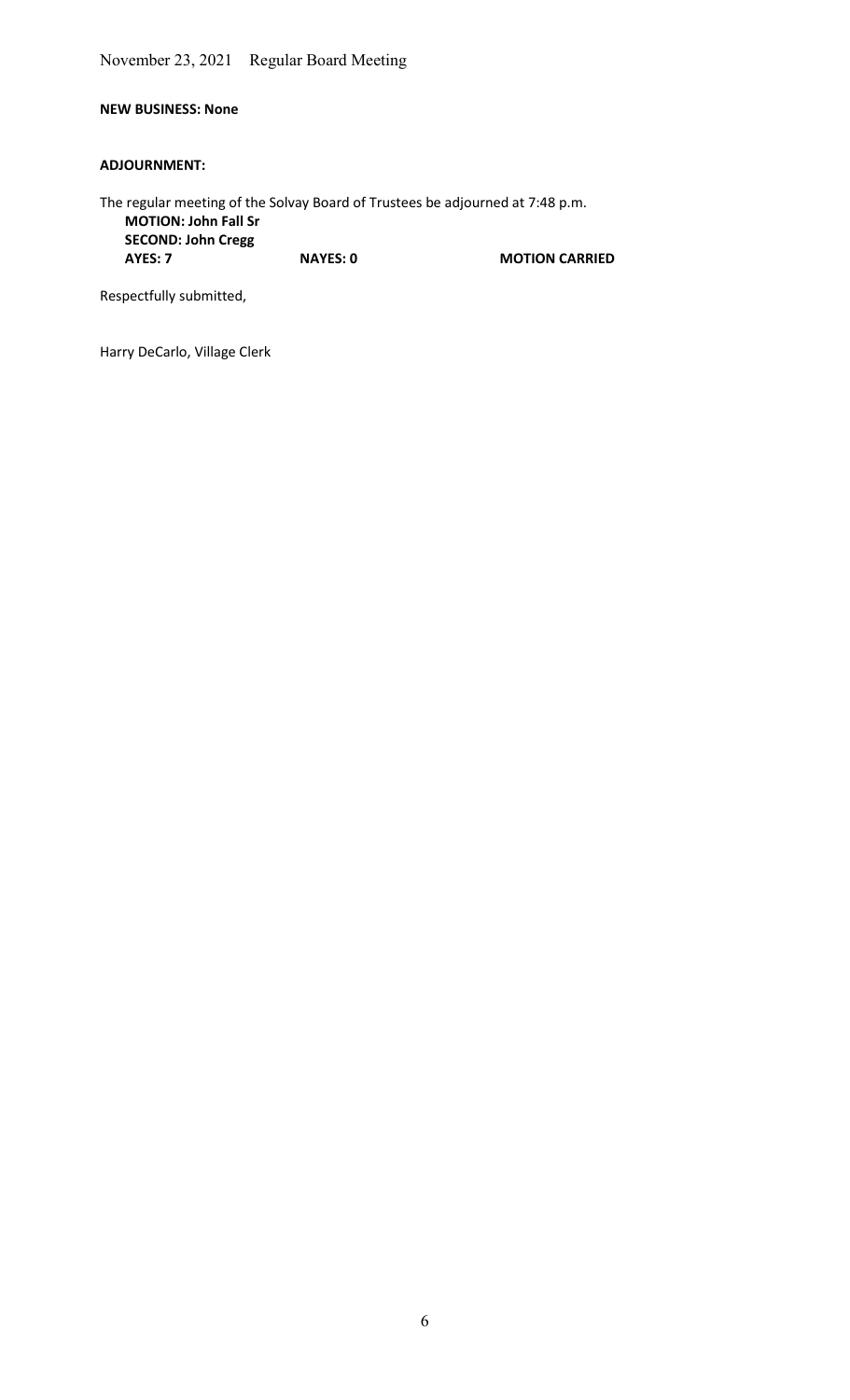**NEW BUSINESS: None**

**ADJOURNMENT:**

The regular meeting of the Solvay Board of Trustees be adjourned at 7:48 p.m.

**MOTION: John Fall Sr**
**SECOND: John Cregg**
**AYES: 7** **NAYES: 0** **MOTION CARRIED**

Respectfully submitted,

Harry DeCarlo, Village Clerk